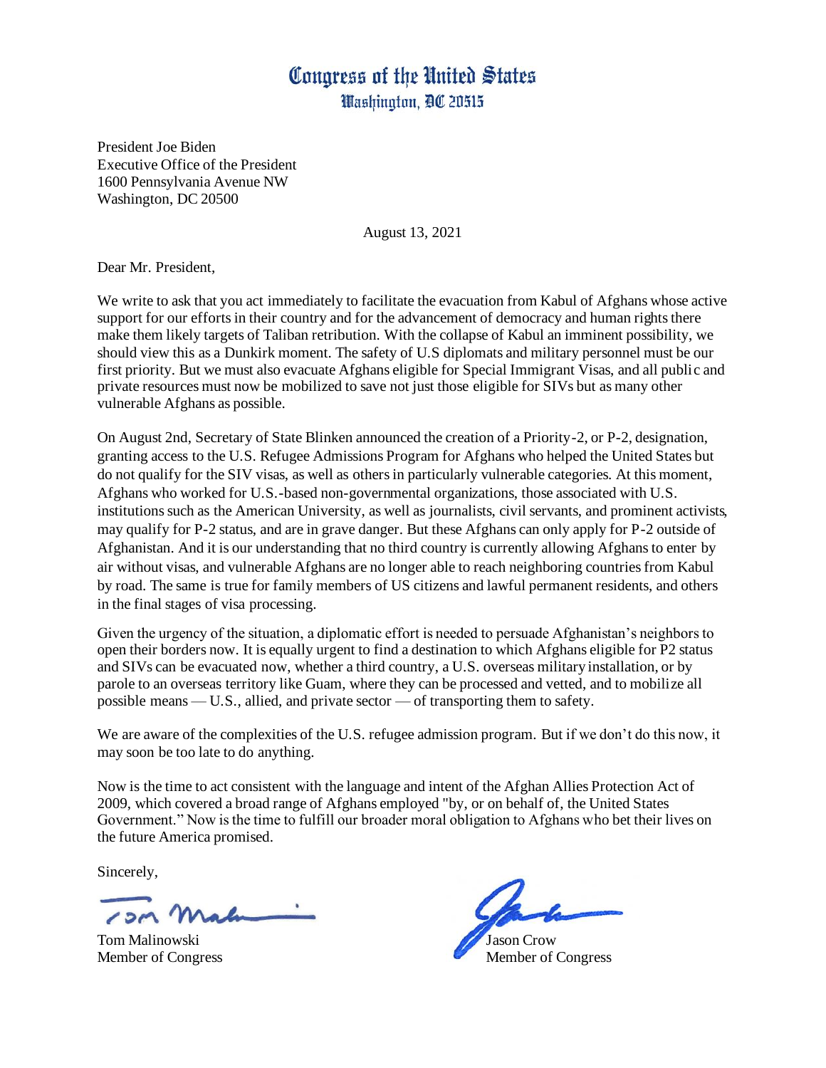# Congress of the United States
## Washington, DC 20515

President Joe Biden
Executive Office of the President
1600 Pennsylvania Avenue NW
Washington, DC 20500

August 13, 2021

Dear Mr. President,

We write to ask that you act immediately to facilitate the evacuation from Kabul of Afghans whose active support for our efforts in their country and for the advancement of democracy and human rights there make them likely targets of Taliban retribution. With the collapse of Kabul an imminent possibility, we should view this as a Dunkirk moment. The safety of U.S diplomats and military personnel must be our first priority. But we must also evacuate Afghans eligible for Special Immigrant Visas, and all public and private resources must now be mobilized to save not just those eligible for SIVs but as many other vulnerable Afghans as possible.

On August 2nd, Secretary of State Blinken announced the creation of a Priority-2, or P-2, designation, granting access to the U.S. Refugee Admissions Program for Afghans who helped the United States but do not qualify for the SIV visas, as well as others in particularly vulnerable categories. At this moment, Afghans who worked for U.S.-based non-governmental organizations, those associated with U.S. institutions such as the American University, as well as journalists, civil servants, and prominent activists, may qualify for P-2 status, and are in grave danger. But these Afghans can only apply for P-2 outside of Afghanistan. And it is our understanding that no third country is currently allowing Afghans to enter by air without visas, and vulnerable Afghans are no longer able to reach neighboring countries from Kabul by road. The same is true for family members of US citizens and lawful permanent residents, and others in the final stages of visa processing.

Given the urgency of the situation, a diplomatic effort is needed to persuade Afghanistan's neighbors to open their borders now. It is equally urgent to find a destination to which Afghans eligible for P2 status and SIVs can be evacuated now, whether a third country, a U.S. overseas military installation, or by parole to an overseas territory like Guam, where they can be processed and vetted, and to mobilize all possible means — U.S., allied, and private sector — of transporting them to safety.

We are aware of the complexities of the U.S. refugee admission program. But if we don't do this now, it may soon be too late to do anything.

Now is the time to act consistent with the language and intent of the Afghan Allies Protection Act of 2009, which covered a broad range of Afghans employed "by, or on behalf of, the United States Government." Now is the time to fulfill our broader moral obligation to Afghans who bet their lives on the future America promised.

Sincerely,

Tom Malinowski
Member of Congress

Jason Crow
Member of Congress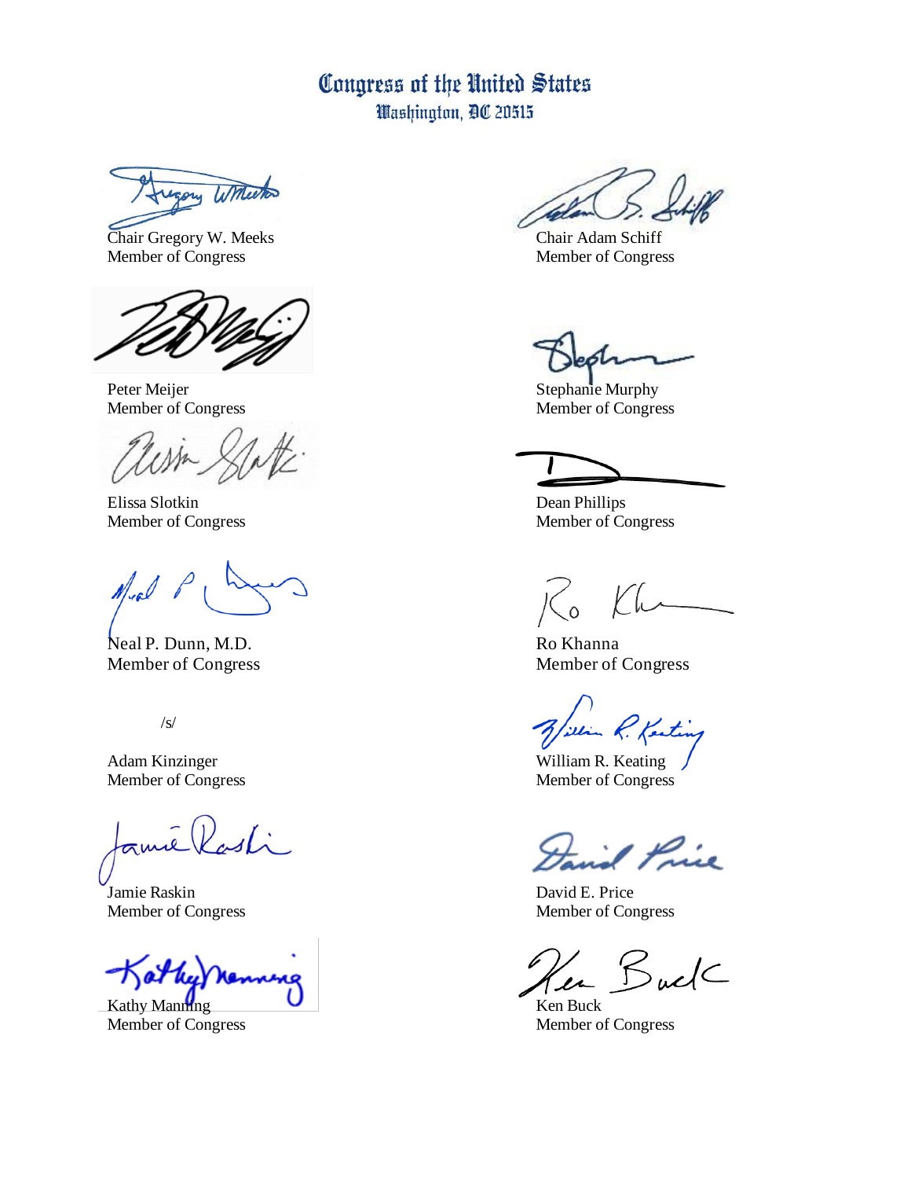# Congress of the United States
Washington, DC 20515

Chair Gregory W. Meeks
Member of Congress

Chair Adam Schiff
Member of Congress

Peter Meijer
Member of Congress

Stephanie Murphy
Member of Congress

Elissa Slotkin
Member of Congress

Dean Phillips
Member of Congress

Neal P. Dunn, M.D.
Member of Congress

Ro Khanna
Member of Congress

/s/

Adam Kinzinger
Member of Congress

William R. Keating
Member of Congress

Jamie Raskin
Member of Congress

David E. Price
Member of Congress

Kathy Manning
Member of Congress

Ken Buck
Member of Congress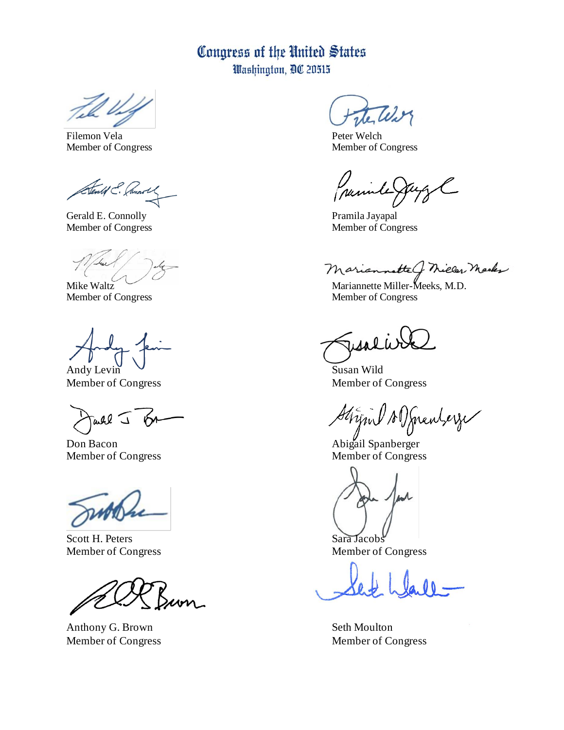# Congress of the United States
Washington, DC 20515

Filemon Vela
Member of Congress

Peter Welch
Member of Congress

Gerald E. Connolly
Member of Congress

Pramila Jayapal
Member of Congress

Mike Waltz
Member of Congress

Mariannette Miller-Meeks, M.D.
Member of Congress

Andy Levin
Member of Congress

Susan Wild
Member of Congress

Don Bacon
Member of Congress

Abigail Spanberger
Member of Congress

Scott H. Peters
Member of Congress

Sara Jacobs
Member of Congress

Anthony G. Brown
Member of Congress

Seth Moulton
Member of Congress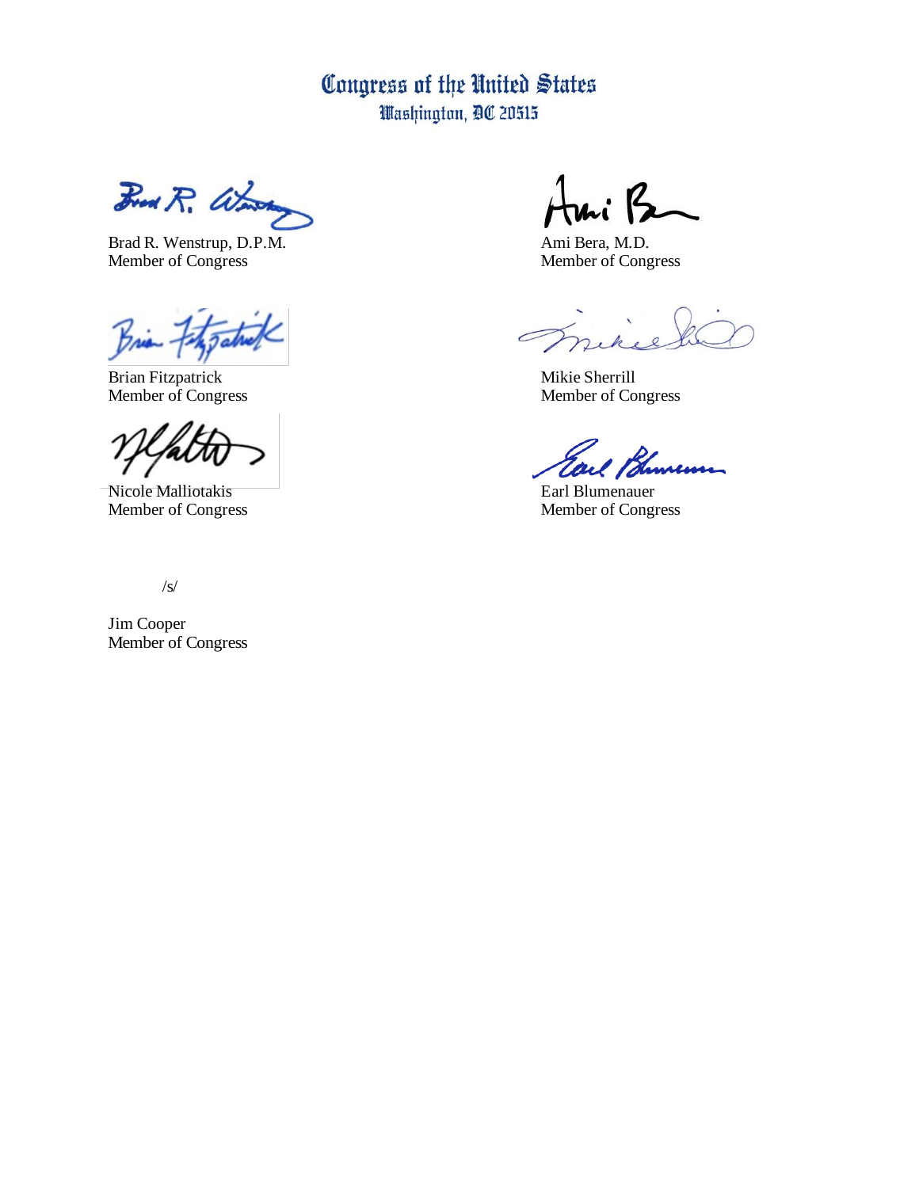Congress of the United States
Washington, DC 20515

Brad R. Wenstrup, D.P.M.
Member of Congress

Ami Bera, M.D.
Member of Congress

Brian Fitzpatrick
Member of Congress

Mikie Sherrill
Member of Congress

Nicole Malliotakis
Member of Congress

Earl Blumenauer
Member of Congress

/s/

Jim Cooper
Member of Congress